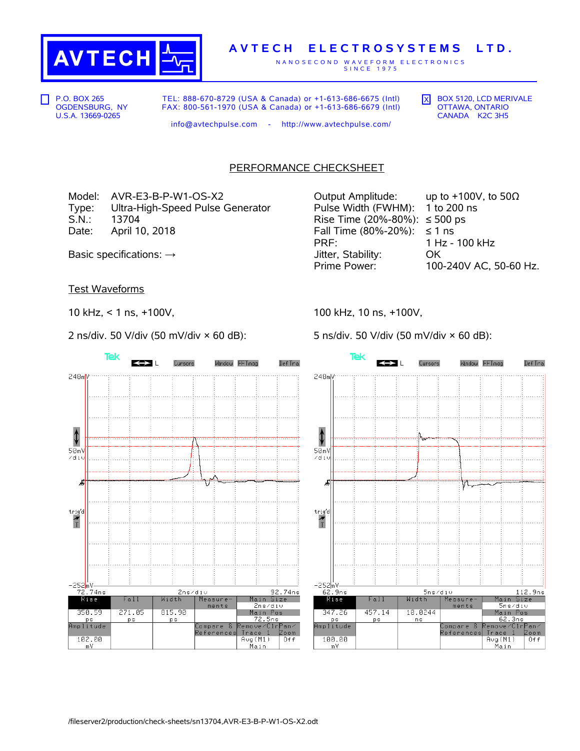# AVTECH ELECTROSYSTEMS LTD.

NANOSECOND WAVEFORM ELECTRONICS
SINCE 1975

☐ P.O. BOX 265
OGDENSBURG, NY
U.S.A. 13669-0265

TEL: 888-670-8729 (USA & Canada) or +1-613-686-6675 (Intl)
FAX: 800-561-1970 (USA & Canada) or +1-613-686-6679 (Intl)

☒ BOX 5120, LCD MERIVALE
OTTAWA, ONTARIO
CANADA K2C 3H5

info@avtechpulse.com - http://www.avtechpulse.com/

## PERFORMANCE CHECKSHEET

| | |
|---|---|
| Model: | AVR-E3-B-P-W1-OS-X2 |
| Type: | Ultra-High-Speed Pulse Generator |
| S.N.: | 13704 |
| Date: | April 10, 2018 |

Basic specifications: →

| | |
|---|---|
| Output Amplitude: | up to +100V, to 50Ω |
| Pulse Width (FWHM): | 1 to 200 ns |
| Rise Time (20%-80%): | ≤ 500 ps |
| Fall Time (80%-20%): | ≤ 1 ns |
| PRF: | 1 Hz - 100 kHz |
| Jitter, Stability: | OK |
| Prime Power: | 100-240V AC, 50-60 Hz. |

### Test Waveforms

10 kHz, < 1 ns, +100V,

2 ns/div. 50 V/div (50 mV/div × 60 dB):

Tek
Cursors Window FFTmag DefTra
248mV
50mV /div
trig'd
-252mV
72.74ns 2ns/div 92.74ns
Rise 350.59 ps
Fall 271.05 ps
Width 815.90 ps
Measure-ments
Main Size 2ns/div
Main Pos 72.5ns
Amplitude 102.00 mV
Compare & References
Remove/Clr Trace 1
Avg(M1) Main
Pan/Zoom Off

100 kHz, 10 ns, +100V,

5 ns/div. 50 V/div (50 mV/div × 60 dB):

Tek
Cursors Window FFTmag DefTra
248mV
50mV /div
trig'd
-252mV
62.9ns 5ns/div 112.9ns
Rise 347.26 ps
Fall 457.14 ps
Width 10.0244 ns
Measure-ments
Main Size 5ns/div
Main Pos 62.3ns
Amplitude 100.00 mV
Compare & References
Remove/Clr Trace 1
Avg(M1) Main
Pan/Zoom Off

/fileserver2/production/check-sheets/sn13704,AVR-E3-B-P-W1-OS-X2.odt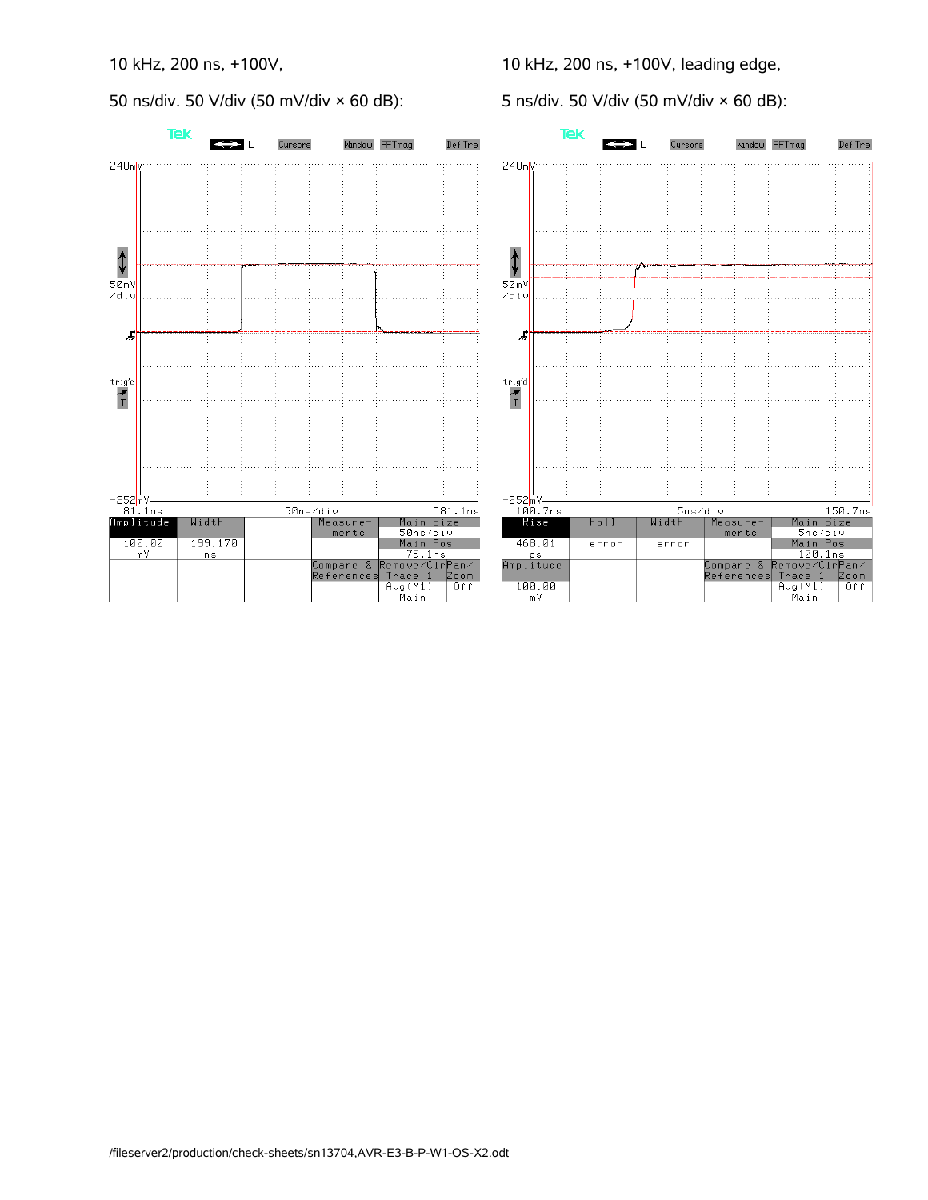10 kHz, 200 ns, +100V,

50 ns/div. 50 V/div (50 mV/div × 60 dB):

Tek

Cursors Window FFTmag Def Tra

248mV

50mV /div

trig'd

-252mV

81.1ns 50ns/div 581.1ns

Amplitude 100.00 mV

Width 199.170 ns

Measure-ments

Main Size 50ns/div

Main Pos 75.1ns

Compare & References

Remove/Clr Trace 1 Avg(M1) Main

Pan/Zoom Off

10 kHz, 200 ns, +100V, leading edge,

5 ns/div. 50 V/div (50 mV/div × 60 dB):

Tek

Cursors Window FFTmag Def Tra

248mV

50mV /div

trig'd

-252mV

100.7ns 5ns/div 150.7ns

Rise 460.01 ps

Fall error

Width error

Measure-ments

Main Size 5ns/div

Main Pos 100.1ns

Amplitude 100.00 mV

Compare & References

Remove/Clr Trace 1 Avg(M1) Main

Pan/Zoom Off

/fileserver2/production/check-sheets/sn13704,AVR-E3-B-P-W1-OS-X2.odt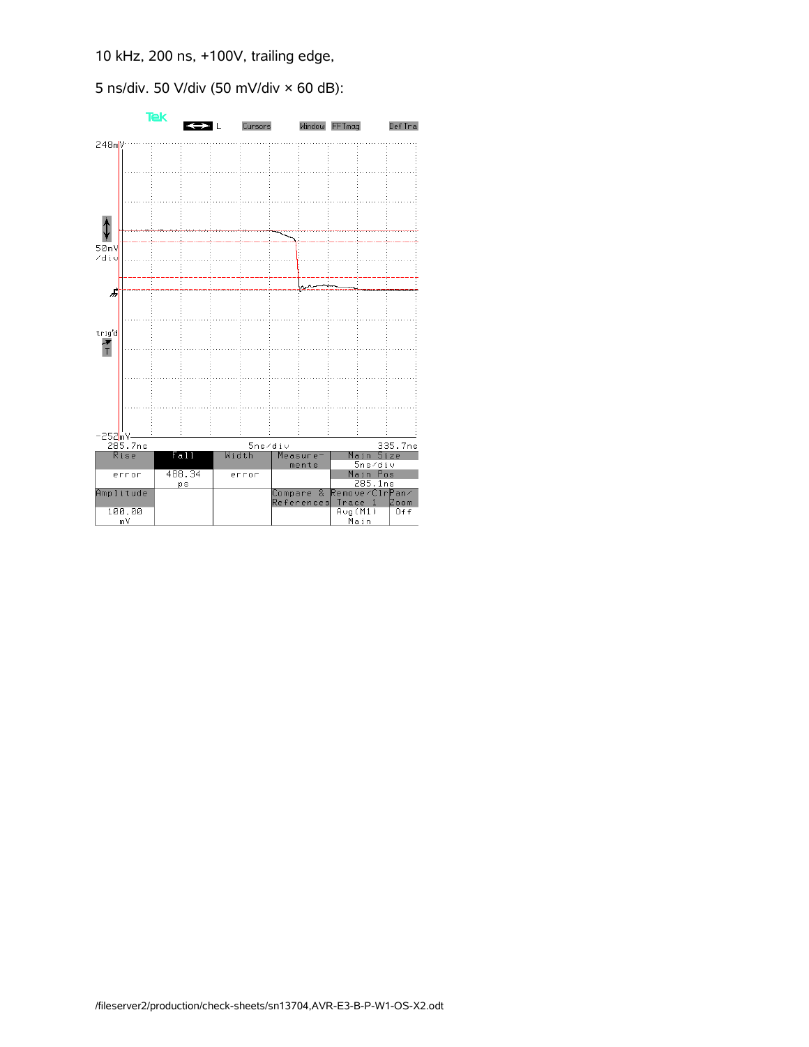10 kHz, 200 ns, +100V, trailing edge,

5 ns/div. 50 V/div (50 mV/div × 60 dB):

Tek

Cursors

Window FFTmag

DefTra

248mV

50mV
/div

trig'd

-252mV

285.7ns

5ns/div

335.7ns

| | | | | | |
|---|---|---|---|---|---|
| Rise | Fall | Width | Measure-ments | Main Size | |
| error | 488.34 ps | error | | 5ns/div | |
| | | | | Main Pos | |
| | | | | 285.1ns | |
| Amplitude | | | Compare & References | Remove/Clr Trace 1 | Pan/Zoom |
| 100.00 mV | | | | Avg(M1) Main | Off |

/fileserver2/production/check-sheets/sn13704,AVR-E3-B-P-W1-OS-X2.odt